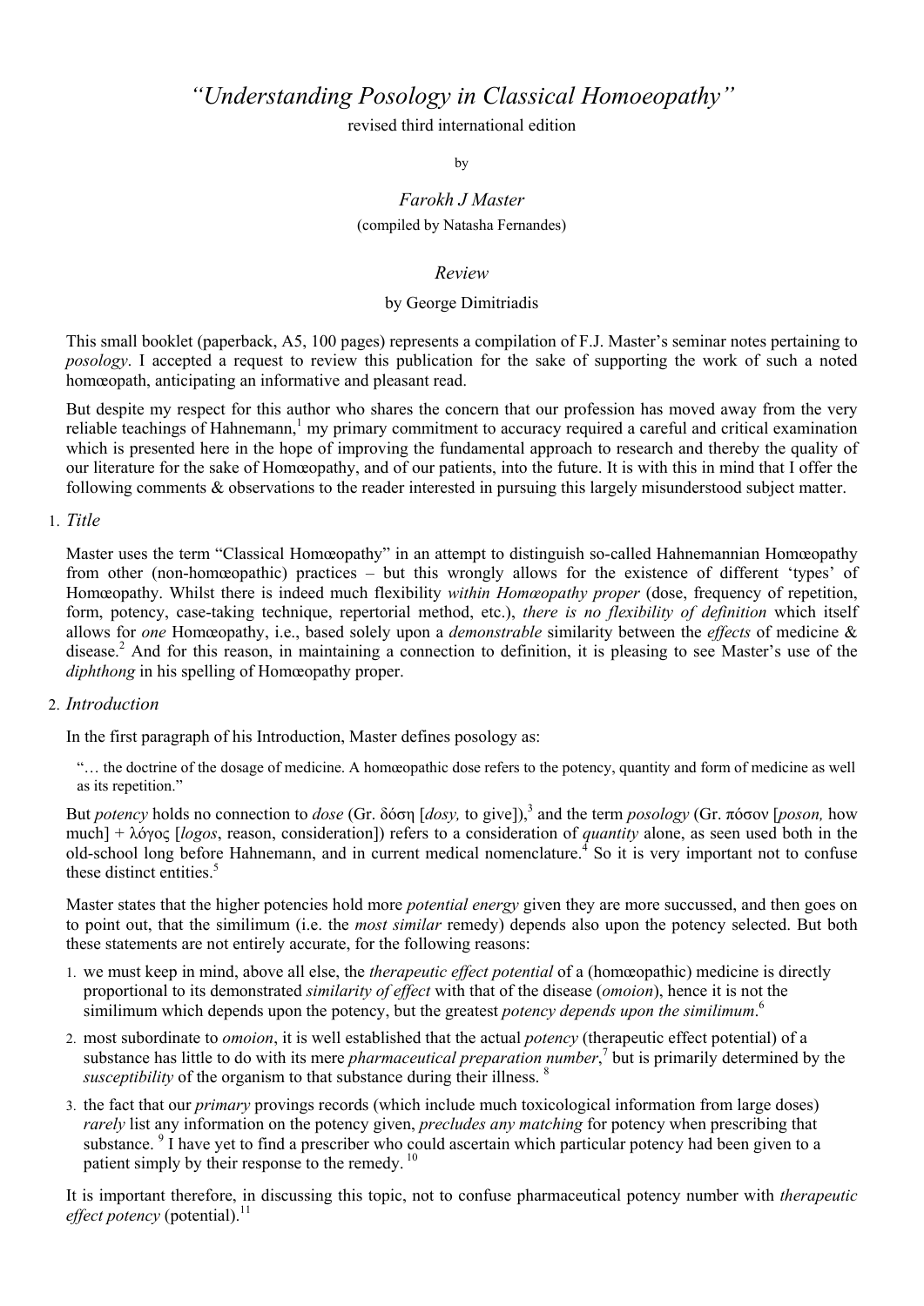# *"Understanding Posology in Classical Homoeopathy"*

revised third international edition

by

*Farokh J Master*

(compiled by Natasha Fernandes)

*Review*

by George Dimitriadis

This small booklet (paperback, A5, 100 pages) represents a compilation of F.J. Master's seminar notes pertaining to *posology*. I accepted a request to review this publication for the sake of supporting the work of such a noted homœopath, anticipating an informative and pleasant read.

But despite my respect for this author who shares the concern that our profession has moved away from the very reliable teachings of Hahnemann,[1] my primary commitment to accuracy required a careful and critical examination which is presented here in the hope of improving the fundamental approach to research and thereby the quality of our literature for the sake of Homœopathy, and of our patients, into the future. It is with this in mind that I offer the following comments & observations to the reader interested in pursuing this largely misunderstood subject matter.

1. *Title*

Master uses the term "Classical Homœopathy" in an attempt to distinguish so-called Hahnemannian Homœopathy from other (non-homœopathic) practices – but this wrongly allows for the existence of different 'types' of Homœopathy. Whilst there is indeed much flexibility *within Homœopathy proper* (dose, frequency of repetition, form, potency, case-taking technique, repertorial method, etc.), *there is no flexibility of definition* which itself allows for *one* Homœopathy, i.e., based solely upon a *demonstrable* similarity between the *effects* of medicine & disease.[2] And for this reason, in maintaining a connection to definition, it is pleasing to see Master's use of the *diphthong* in his spelling of Homœopathy proper.

2. *Introduction*

In the first paragraph of his Introduction, Master defines posology as:

> "… the doctrine of the dosage of medicine. A homœopathic dose refers to the potency, quantity and form of medicine as well as its repetition."

But *potency* holds no connection to *dose* (Gr. δόση [*dosy,* to give]),[3] and the term *posology* (Gr. πόσον [*poson,* how much] + λόγος [*logos*, reason, consideration]) refers to a consideration of *quantity* alone, as seen used both in the old-school long before Hahnemann, and in current medical nomenclature.[4] So it is very important not to confuse these distinct entities.[5]

Master states that the higher potencies hold more *potential energy* given they are more succussed, and then goes on to point out, that the similimum (i.e. the *most similar* remedy) depends also upon the potency selected. But both these statements are not entirely accurate, for the following reasons:

1. we must keep in mind, above all else, the *therapeutic effect potential* of a (homœopathic) medicine is directly proportional to its demonstrated *similarity of effect* with that of the disease (*omoion*), hence it is not the similimum which depends upon the potency, but the greatest *potency depends upon the similimum*.[6]
2. most subordinate to *omoion*, it is well established that the actual *potency* (therapeutic effect potential) of a substance has little to do with its mere *pharmaceutical preparation number*,[7] but is primarily determined by the *susceptibility* of the organism to that substance during their illness.[8]
3. the fact that our *primary* provings records (which include much toxicological information from large doses) *rarely* list any information on the potency given, *precludes any matching* for potency when prescribing that substance.[9] I have yet to find a prescriber who could ascertain which particular potency had been given to a patient simply by their response to the remedy.[10]

It is important therefore, in discussing this topic, not to confuse pharmaceutical potency number with *therapeutic effect potency* (potential).[11]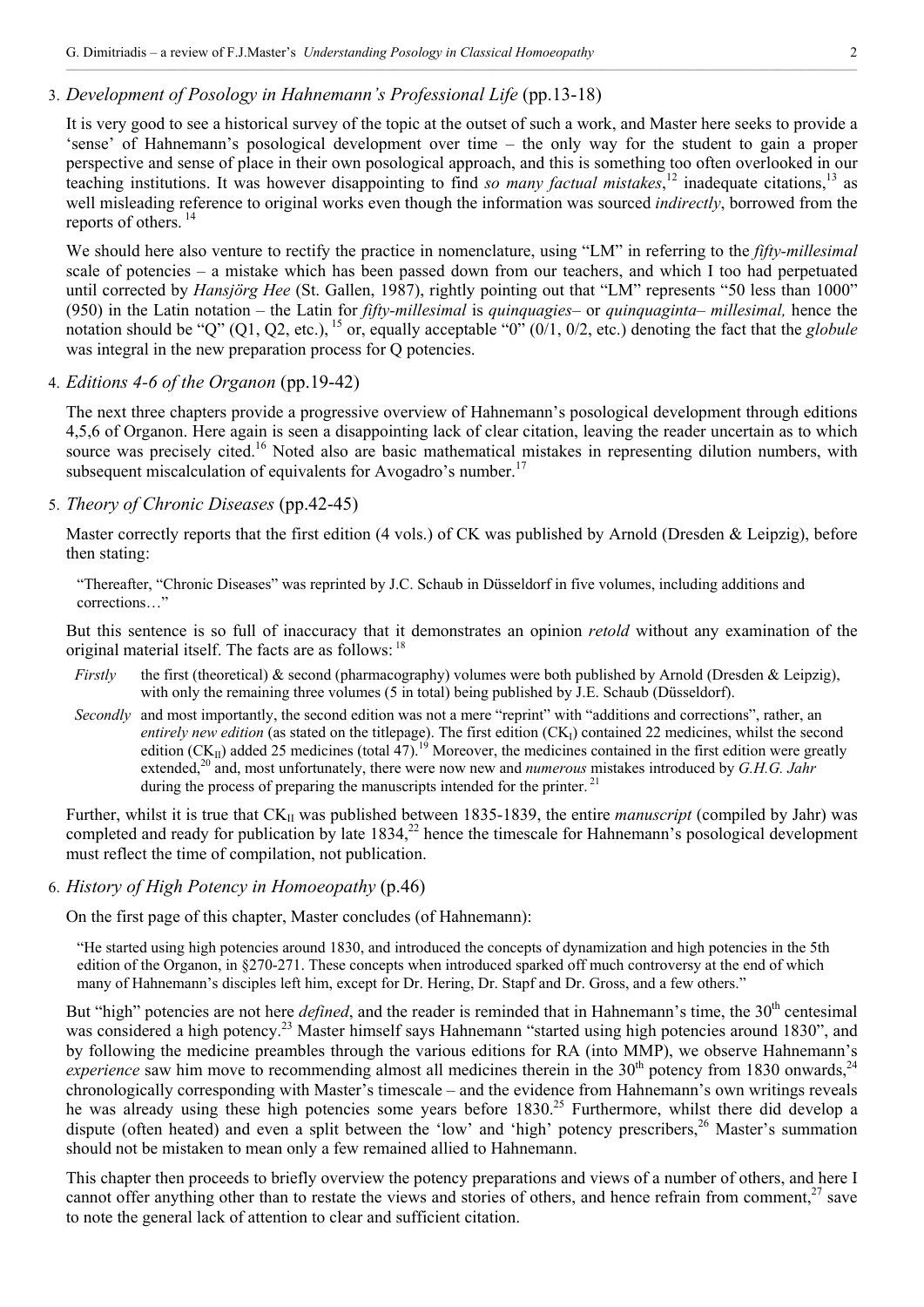### 3. *Development of Posology in Hahnemann's Professional Life* (pp.13-18)

It is very good to see a historical survey of the topic at the outset of such a work, and Master here seeks to provide a 'sense' of Hahnemann's posological development over time – the only way for the student to gain a proper perspective and sense of place in their own posological approach, and this is something too often overlooked in our teaching institutions. It was however disappointing to find *so many factual mistakes*,[12] inadequate citations,[13] as well misleading reference to original works even though the information was sourced *indirectly*, borrowed from the reports of others. [14]

We should here also venture to rectify the practice in nomenclature, using "LM" in referring to the *fifty-millesimal* scale of potencies – a mistake which has been passed down from our teachers, and which I too had perpetuated until corrected by *Hansjörg Hee* (St. Gallen, 1987), rightly pointing out that "LM" represents "50 less than 1000" (950) in the Latin notation – the Latin for *fifty-millesimal* is *quinquagies*– or *quinquaginta*– *millesimal,* hence the notation should be "Q" (Q1, Q2, etc.), [15] or, equally acceptable "0" (0/1, 0/2, etc.) denoting the fact that the *globule* was integral in the new preparation process for Q potencies.

### 4. *Editions 4-6 of the Organon* (pp.19-42)

The next three chapters provide a progressive overview of Hahnemann's posological development through editions 4,5,6 of Organon. Here again is seen a disappointing lack of clear citation, leaving the reader uncertain as to which source was precisely cited.[16] Noted also are basic mathematical mistakes in representing dilution numbers, with subsequent miscalculation of equivalents for Avogadro's number.[17]

### 5. *Theory of Chronic Diseases* (pp.42-45)

Master correctly reports that the first edition (4 vols.) of CK was published by Arnold (Dresden & Leipzig), before then stating:

> "Thereafter, "Chronic Diseases" was reprinted by J.C. Schaub in Düsseldorf in five volumes, including additions and corrections…"

But this sentence is so full of inaccuracy that it demonstrates an opinion *retold* without any examination of the original material itself. The facts are as follows: [18]

*Firstly* the first (theoretical) & second (pharmacography) volumes were both published by Arnold (Dresden & Leipzig), with only the remaining three volumes (5 in total) being published by J.E. Schaub (Düsseldorf).

*Secondly* and most importantly, the second edition was not a mere "reprint" with "additions and corrections", rather, an *entirely new edition* (as stated on the titlepage). The first edition ($CK_I$) contained 22 medicines, whilst the second edition ($CK_{II}$) added 25 medicines (total 47).[19] Moreover, the medicines contained in the first edition were greatly extended,[20] and, most unfortunately, there were now new and *numerous* mistakes introduced by *G.H.G. Jahr* during the process of preparing the manuscripts intended for the printer. [21]

Further, whilst it is true that $CK_{II}$ was published between 1835-1839, the entire *manuscript* (compiled by Jahr) was completed and ready for publication by late 1834,[22] hence the timescale for Hahnemann's posological development must reflect the time of compilation, not publication.

### 6. *History of High Potency in Homoeopathy* (p.46)

On the first page of this chapter, Master concludes (of Hahnemann):

> "He started using high potencies around 1830, and introduced the concepts of dynamization and high potencies in the 5th edition of the Organon, in §270-271. These concepts when introduced sparked off much controversy at the end of which many of Hahnemann's disciples left him, except for Dr. Hering, Dr. Stapf and Dr. Gross, and a few others."

But "high" potencies are not here *defined*, and the reader is reminded that in Hahnemann's time, the 30th centesimal was considered a high potency.[23] Master himself says Hahnemann "started using high potencies around 1830", and by following the medicine preambles through the various editions for RA (into MMP), we observe Hahnemann's *experience* saw him move to recommending almost all medicines therein in the 30th potency from 1830 onwards,[24] chronologically corresponding with Master's timescale – and the evidence from Hahnemann's own writings reveals he was already using these high potencies some years before 1830.[25] Furthermore, whilst there did develop a dispute (often heated) and even a split between the 'low' and 'high' potency prescribers,[26] Master's summation should not be mistaken to mean only a few remained allied to Hahnemann.

This chapter then proceeds to briefly overview the potency preparations and views of a number of others, and here I cannot offer anything other than to restate the views and stories of others, and hence refrain from comment,[27] save to note the general lack of attention to clear and sufficient citation.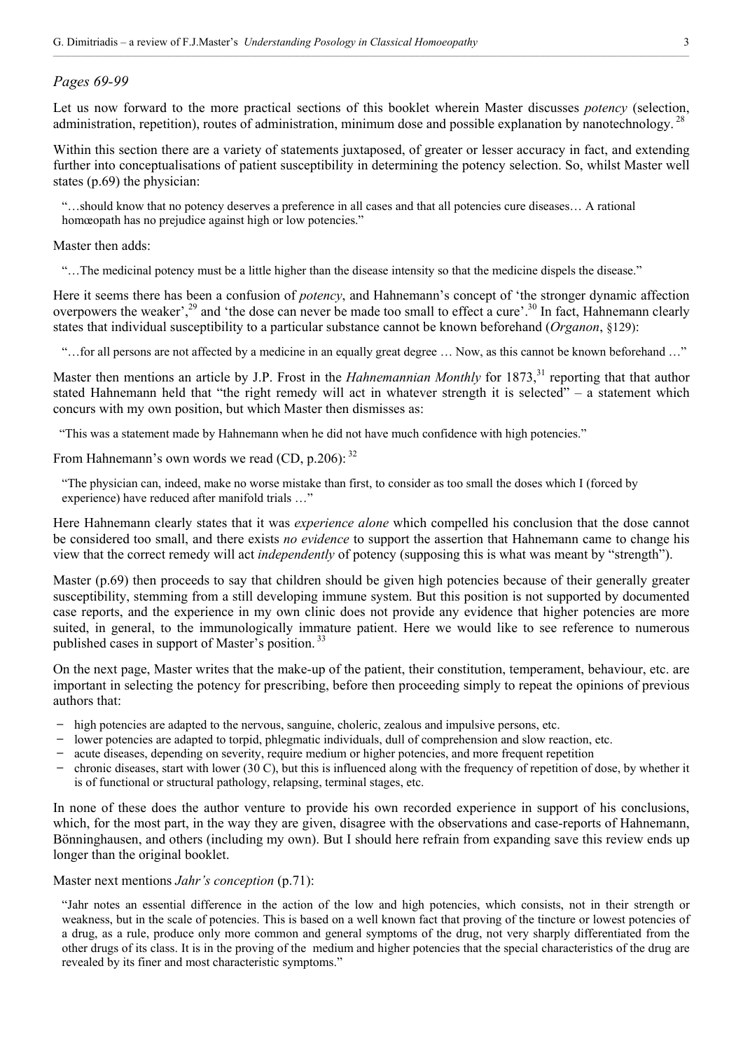*Pages 69-99*

Let us now forward to the more practical sections of this booklet wherein Master discusses *potency* (selection, administration, repetition), routes of administration, minimum dose and possible explanation by nanotechnology.[28]

Within this section there are a variety of statements juxtaposed, of greater or lesser accuracy in fact, and extending further into conceptualisations of patient susceptibility in determining the potency selection. So, whilst Master well states (p.69) the physician:

> "…should know that no potency deserves a preference in all cases and that all potencies cure diseases… A rational homœopath has no prejudice against high or low potencies."

Master then adds:

> "…The medicinal potency must be a little higher than the disease intensity so that the medicine dispels the disease."

Here it seems there has been a confusion of *potency*, and Hahnemann's concept of 'the stronger dynamic affection overpowers the weaker',[29] and 'the dose can never be made too small to effect a cure'.[30] In fact, Hahnemann clearly states that individual susceptibility to a particular substance cannot be known beforehand (*Organon*, §129):

> "…for all persons are not affected by a medicine in an equally great degree … Now, as this cannot be known beforehand …"

Master then mentions an article by J.P. Frost in the *Hahnemannian Monthly* for 1873,[31] reporting that that author stated Hahnemann held that "the right remedy will act in whatever strength it is selected" – a statement which concurs with my own position, but which Master then dismisses as:

> "This was a statement made by Hahnemann when he did not have much confidence with high potencies."

From Hahnemann's own words we read (CD, p.206):[32]

> "The physician can, indeed, make no worse mistake than first, to consider as too small the doses which I (forced by experience) have reduced after manifold trials …"

Here Hahnemann clearly states that it was *experience alone* which compelled his conclusion that the dose cannot be considered too small, and there exists *no evidence* to support the assertion that Hahnemann came to change his view that the correct remedy will act *independently* of potency (supposing this is what was meant by "strength").

Master (p.69) then proceeds to say that children should be given high potencies because of their generally greater susceptibility, stemming from a still developing immune system. But this position is not supported by documented case reports, and the experience in my own clinic does not provide any evidence that higher potencies are more suited, in general, to the immunologically immature patient. Here we would like to see reference to numerous published cases in support of Master's position.[33]

On the next page, Master writes that the make-up of the patient, their constitution, temperament, behaviour, etc. are important in selecting the potency for prescribing, before then proceeding simply to repeat the opinions of previous authors that:

- high potencies are adapted to the nervous, sanguine, choleric, zealous and impulsive persons, etc.
- lower potencies are adapted to torpid, phlegmatic individuals, dull of comprehension and slow reaction, etc.
- acute diseases, depending on severity, require medium or higher potencies, and more frequent repetition
- chronic diseases, start with lower (30 C), but this is influenced along with the frequency of repetition of dose, by whether it is of functional or structural pathology, relapsing, terminal stages, etc.

In none of these does the author venture to provide his own recorded experience in support of his conclusions, which, for the most part, in the way they are given, disagree with the observations and case-reports of Hahnemann, Bönninghausen, and others (including my own). But I should here refrain from expanding save this review ends up longer than the original booklet.

Master next mentions *Jahr's conception* (p.71):

> "Jahr notes an essential difference in the action of the low and high potencies, which consists, not in their strength or weakness, but in the scale of potencies. This is based on a well known fact that proving of the tincture or lowest potencies of a drug, as a rule, produce only more common and general symptoms of the drug, not very sharply differentiated from the other drugs of its class. It is in the proving of the medium and higher potencies that the special characteristics of the drug are revealed by its finer and most characteristic symptoms."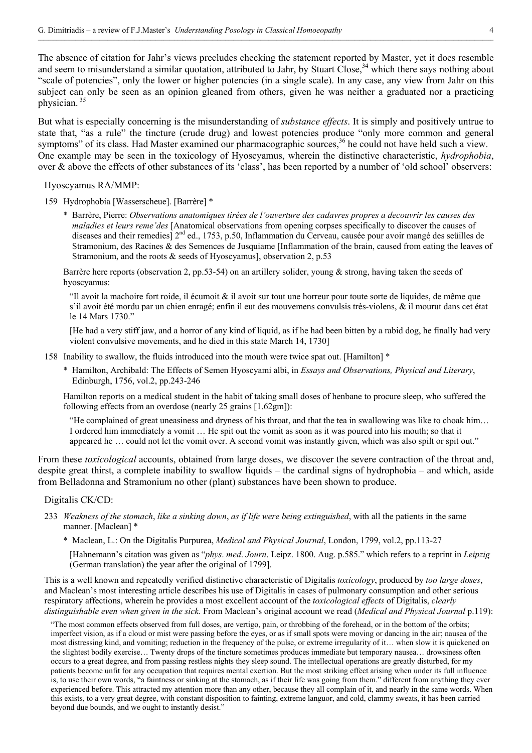The absence of citation for Jahr's views precludes checking the statement reported by Master, yet it does resemble and seem to misunderstand a similar quotation, attributed to Jahr, by Stuart Close,[34] which there says nothing about "scale of potencies", only the lower or higher potencies (in a single scale). In any case, any view from Jahr on this subject can only be seen as an opinion gleaned from others, given he was neither a graduated nor a practicing physician.[35]

But what is especially concerning is the misunderstanding of *substance effects*. It is simply and positively untrue to state that, "as a rule" the tincture (crude drug) and lowest potencies produce "only more common and general symptoms" of its class. Had Master examined our pharmacographic sources,[36] he could not have held such a view. One example may be seen in the toxicology of Hyoscyamus, wherein the distinctive characteristic, *hydrophobia*, over & above the effects of other substances of its 'class', has been reported by a number of 'old school' observers:

Hyoscyamus RA/MMP:

159 Hydrophobia [Wasserscheue]. [Barrère] *

> \* Barrère, Pierre: *Observations anatomiques tirées de l'ouverture des cadavres propres a decouvrir les causes des maladies et leurs reme'des* [Anatomical observations from opening corpses specifically to discover the causes of diseases and their remedies] 2nd ed., 1753, p.50, Inflammation du Cerveau, causée pour avoir mangé des seüilles de Stramonium, des Racines & des Semences de Jusquiame [Inflammation of the brain, caused from eating the leaves of Stramonium, and the roots & seeds of Hyoscyamus], observation 2, p.53

Barrère here reports (observation 2, pp.53-54) on an artillery solider, young & strong, having taken the seeds of hyoscyamus:

> "Il avoit la machoire fort roide, il écumoit & il avoit sur tout une horreur pour toute sorte de liquides, de même que s'il avoit été mordu par un chien enragé; enfin il eut des mouvemens convulsis très-violens, & il mourut dans cet état le 14 Mars 1730."
>
> [He had a very stiff jaw, and a horror of any kind of liquid, as if he had been bitten by a rabid dog, he finally had very violent convulsive movements, and he died in this state March 14, 1730]

158 Inability to swallow, the fluids introduced into the mouth were twice spat out. [Hamilton] *

> \* Hamilton, Archibald: The Effects of Semen Hyoscyami albi, in *Essays and Observations, Physical and Literary*, Edinburgh, 1756, vol.2, pp.243-246

Hamilton reports on a medical student in the habit of taking small doses of henbane to procure sleep, who suffered the following effects from an overdose (nearly 25 grains [1.62gm]):

> "He complained of great uneasiness and dryness of his throat, and that the tea in swallowing was like to choak him… I ordered him immediately a vomit … He spit out the vomit as soon as it was poured into his mouth; so that it appeared he … could not let the vomit over. A second vomit was instantly given, which was also spilt or spit out."

From these *toxicological* accounts, obtained from large doses, we discover the severe contraction of the throat and, despite great thirst, a complete inability to swallow liquids – the cardinal signs of hydrophobia – and which, aside from Belladonna and Stramonium no other (plant) substances have been shown to produce.

Digitalis CK/CD:

233 *Weakness of the stomach*, *like a sinking down*, *as if life were being extinguished*, with all the patients in the same manner. [Maclean] *

> \* Maclean, L.: On the Digitalis Purpurea, *Medical and Physical Journal*, London, 1799, vol.2, pp.113-27
>
> [Hahnemann's citation was given as "*phys*. *med*. *Journ*. Leipz. 1800. Aug. p.585." which refers to a reprint in *Leipzig* (German translation) the year after the original of 1799].

This is a well known and repeatedly verified distinctive characteristic of Digitalis *toxicology*, produced by *too large doses*, and Maclean's most interesting article describes his use of Digitalis in cases of pulmonary consumption and other serious respiratory affections, wherein he provides a most excellent account of the *toxicological effects* of Digitalis, *clearly distinguishable even when given in the sick*. From Maclean's original account we read (*Medical and Physical Journal* p.119):

> "The most common effects observed from full doses, are vertigo, pain, or throbbing of the forehead, or in the bottom of the orbits; imperfect vision, as if a cloud or mist were passing before the eyes, or as if small spots were moving or dancing in the air; nausea of the most distressing kind, and vomiting; reduction in the frequency of the pulse, or extreme irregularity of it… when slow it is quickened on the slightest bodily exercise… Twenty drops of the tincture sometimes produces immediate but temporary nausea… drowsiness often occurs to a great degree, and from passing restless nights they sleep sound. The intellectual operations are greatly disturbed, for my patients become unfit for any occupation that requires mental exertion. But the most striking effect arising when under its full influence is, to use their own words, "a faintness or sinking at the stomach, as if their life was going from them." different from anything they ever experienced before. This attracted my attention more than any other, because they all complain of it, and nearly in the same words. When this exists, to a very great degree, with constant disposition to fainting, extreme languor, and cold, clammy sweats, it has been carried beyond due bounds, and we ought to instantly desist."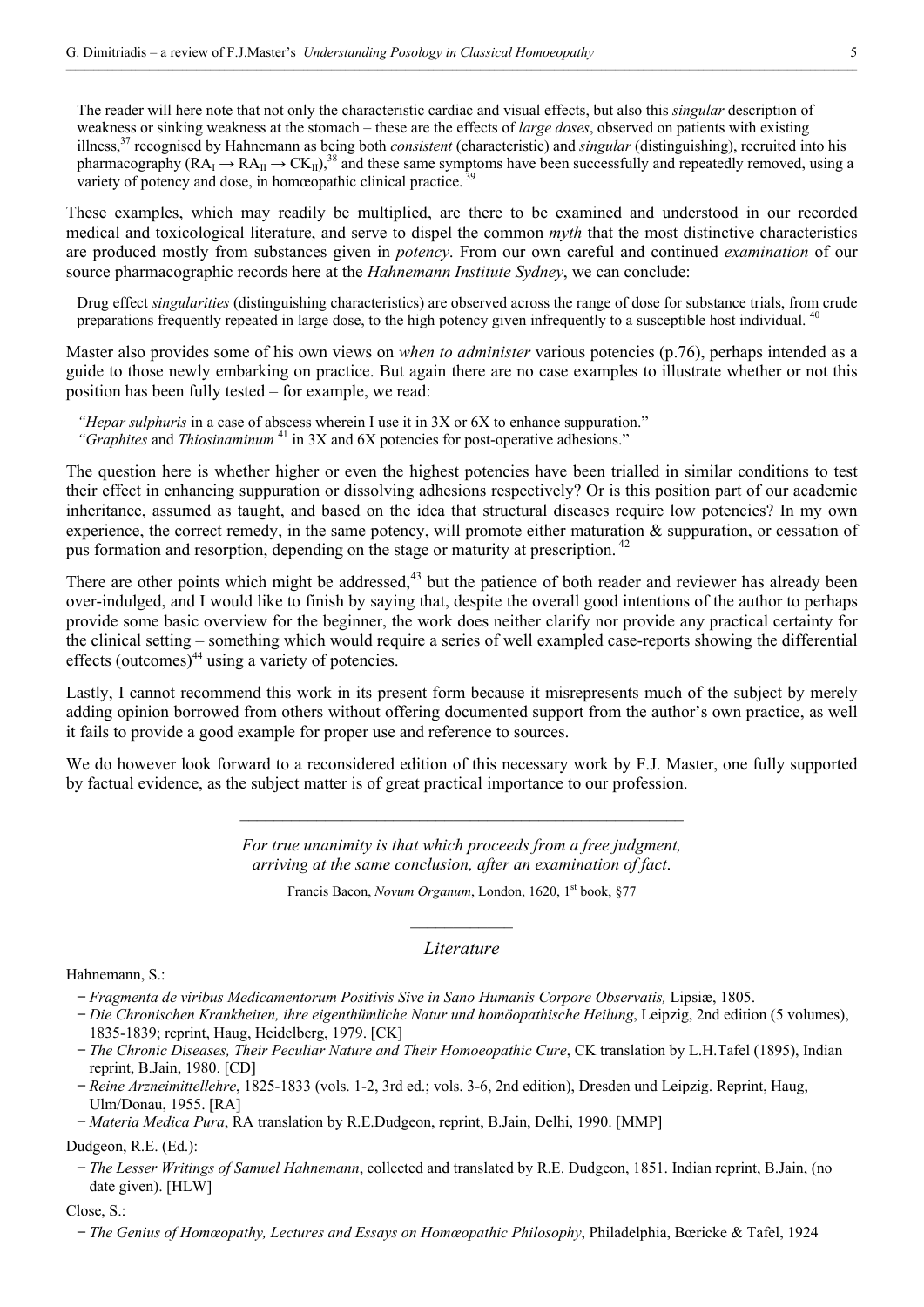> The reader will here note that not only the characteristic cardiac and visual effects, but also this *singular* description of weakness or sinking weakness at the stomach – these are the effects of *large doses*, observed on patients with existing illness,[37] recognised by Hahnemann as being both *consistent* (characteristic) and *singular* (distinguishing), recruited into his pharmacography ($RA_I \rightarrow RA_{II} \rightarrow CK_{II}$),[38] and these same symptoms have been successfully and repeatedly removed, using a variety of potency and dose, in homœopathic clinical practice.[39]

These examples, which may readily be multiplied, are there to be examined and understood in our recorded medical and toxicological literature, and serve to dispel the common *myth* that the most distinctive characteristics are produced mostly from substances given in *potency*. From our own careful and continued *examination* of our source pharmacographic records here at the *Hahnemann Institute Sydney*, we can conclude:

> Drug effect *singularities* (distinguishing characteristics) are observed across the range of dose for substance trials, from crude preparations frequently repeated in large dose, to the high potency given infrequently to a susceptible host individual.[40]

Master also provides some of his own views on *when to administer* various potencies (p.76), perhaps intended as a guide to those newly embarking on practice. But again there are no case examples to illustrate whether or not this position has been fully tested – for example, we read:

> *"Hepar sulphuris* in a case of abscess wherein I use it in 3X or 6X to enhance suppuration."
> *"Graphites* and *Thiosinaminum*[41] in 3X and 6X potencies for post-operative adhesions."

The question here is whether higher or even the highest potencies have been trialled in similar conditions to test their effect in enhancing suppuration or dissolving adhesions respectively? Or is this position part of our academic inheritance, assumed as taught, and based on the idea that structural diseases require low potencies? In my own experience, the correct remedy, in the same potency, will promote either maturation & suppuration, or cessation of pus formation and resorption, depending on the stage or maturity at prescription.[42]

There are other points which might be addressed,[43] but the patience of both reader and reviewer has already been over-indulged, and I would like to finish by saying that, despite the overall good intentions of the author to perhaps provide some basic overview for the beginner, the work does neither clarify nor provide any practical certainty for the clinical setting – something which would require a series of well exampled case-reports showing the differential effects (outcomes)[44] using a variety of potencies.

Lastly, I cannot recommend this work in its present form because it misrepresents much of the subject by merely adding opinion borrowed from others without offering documented support from the author's own practice, as well it fails to provide a good example for proper use and reference to sources.

We do however look forward to a reconsidered edition of this necessary work by F.J. Master, one fully supported by factual evidence, as the subject matter is of great practical importance to our profession.

---

*For true unanimity is that which proceeds from a free judgment, arriving at the same conclusion, after an examination of fact.*

Francis Bacon, *Novum Organum*, London, 1620, 1st book, §77

---

## *Literature*

Hahnemann, S.:

- *Fragmenta de viribus Medicamentorum Positivis Sive in Sano Humanis Corpore Observatis,* Lipsiæ, 1805.
- *Die Chronischen Krankheiten, ihre eigenthümliche Natur und homöopathische Heilung*, Leipzig, 2nd edition (5 volumes), 1835-1839; reprint, Haug, Heidelberg, 1979. [CK]
- *The Chronic Diseases, Their Peculiar Nature and Their Homoeopathic Cure*, CK translation by L.H.Tafel (1895), Indian reprint, B.Jain, 1980. [CD]
- *Reine Arzneimittellehre*, 1825-1833 (vols. 1-2, 3rd ed.; vols. 3-6, 2nd edition), Dresden und Leipzig. Reprint, Haug, Ulm/Donau, 1955. [RA]
- *Materia Medica Pura*, RA translation by R.E.Dudgeon, reprint, B.Jain, Delhi, 1990. [MMP]

Dudgeon, R.E. (Ed.):

- *The Lesser Writings of Samuel Hahnemann*, collected and translated by R.E. Dudgeon, 1851. Indian reprint, B.Jain, (no date given). [HLW]

Close, S.:

- *The Genius of Homœopathy, Lectures and Essays on Homœopathic Philosophy*, Philadelphia, Bœricke & Tafel, 1924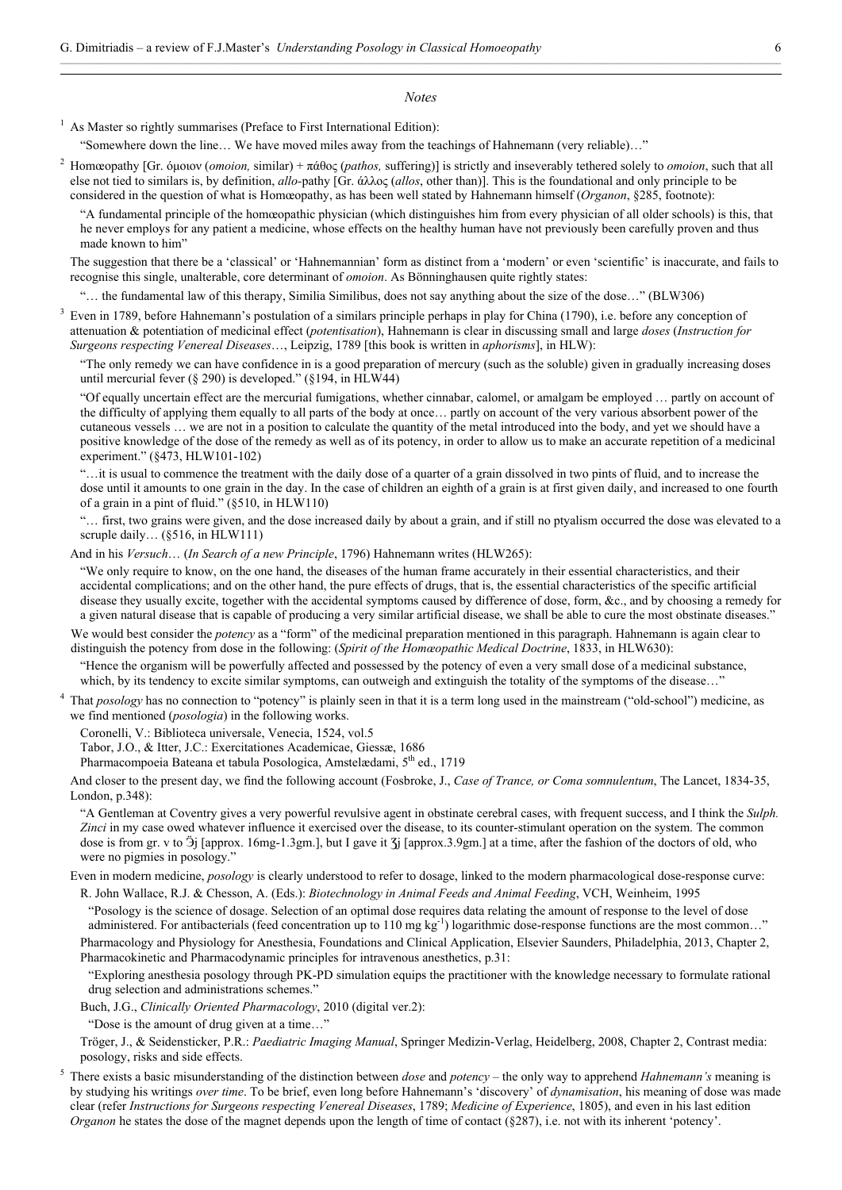*Notes*

[1] As Master so rightly summarises (Preface to First International Edition):

"Somewhere down the line… We have moved miles away from the teachings of Hahnemann (very reliable)…"

[2] Homœopathy [Gr. όμοιον (*omoion,* similar) + πάθος (*pathos,* suffering)] is strictly and inseverably tethered solely to *omoion*, such that all else not tied to similars is, by definition, *allo*-pathy [Gr. άλλος (*allos*, other than)]. This is the foundational and only principle to be considered in the question of what is Homœopathy, as has been well stated by Hahnemann himself (*Organon*, §285, footnote):

"A fundamental principle of the homœopathic physician (which distinguishes him from every physician of all older schools) is this, that he never employs for any patient a medicine, whose effects on the healthy human have not previously been carefully proven and thus made known to him"

The suggestion that there be a 'classical' or 'Hahnemannian' form as distinct from a 'modern' or even 'scientific' is inaccurate, and fails to recognise this single, unalterable, core determinant of *omoion*. As Bönninghausen quite rightly states:

"… the fundamental law of this therapy, Similia Similibus, does not say anything about the size of the dose…" (BLW306)

[3] Even in 1789, before Hahnemann's postulation of a similars principle perhaps in play for China (1790), i.e. before any conception of attenuation & potentiation of medicinal effect (*potentisation*), Hahnemann is clear in discussing small and large *doses* (*Instruction for Surgeons respecting Venereal Diseases*…, Leipzig, 1789 [this book is written in *aphorisms*], in HLW):

"The only remedy we can have confidence in is a good preparation of mercury (such as the soluble) given in gradually increasing doses until mercurial fever (§ 290) is developed." (§194, in HLW44)

"Of equally uncertain effect are the mercurial fumigations, whether cinnabar, calomel, or amalgam be employed … partly on account of the difficulty of applying them equally to all parts of the body at once… partly on account of the very various absorbent power of the cutaneous vessels … we are not in a position to calculate the quantity of the metal introduced into the body, and yet we should have a positive knowledge of the dose of the remedy as well as of its potency, in order to allow us to make an accurate repetition of a medicinal experiment." (§473, HLW101-102)

"…it is usual to commence the treatment with the daily dose of a quarter of a grain dissolved in two pints of fluid, and to increase the dose until it amounts to one grain in the day. In the case of children an eighth of a grain is at first given daily, and increased to one fourth of a grain in a pint of fluid." (§510, in HLW110)

"… first, two grains were given, and the dose increased daily by about a grain, and if still no ptyalism occurred the dose was elevated to a scruple daily… (§516, in HLW111)

And in his *Versuch*… (*In Search of a new Principle*, 1796) Hahnemann writes (HLW265):

"We only require to know, on the one hand, the diseases of the human frame accurately in their essential characteristics, and their accidental complications; and on the other hand, the pure effects of drugs, that is, the essential characteristics of the specific artificial disease they usually excite, together with the accidental symptoms caused by difference of dose, form, &c., and by choosing a remedy for a given natural disease that is capable of producing a very similar artificial disease, we shall be able to cure the most obstinate diseases."

We would best consider the *potency* as a "form" of the medicinal preparation mentioned in this paragraph. Hahnemann is again clear to distinguish the potency from dose in the following: (*Spirit of the Homœopathic Medical Doctrine*, 1833, in HLW630):

"Hence the organism will be powerfully affected and possessed by the potency of even a very small dose of a medicinal substance, which, by its tendency to excite similar symptoms, can outweigh and extinguish the totality of the symptoms of the disease…"

[4] That *posology* has no connection to "potency" is plainly seen in that it is a term long used in the mainstream ("old-school") medicine, as we find mentioned (*posologia*) in the following works.

Coronelli, V.: Biblioteca universale, Venecia, 1524, vol.5

Tabor, J.O., & Itter, J.C.: Exercitationes Academicae, Giessæ, 1686

Pharmacompoeia Bateana et tabula Posologica, Amstelædami, 5th ed., 1719

And closer to the present day, we find the following account (Fosbroke, J., *Case of Trance, or Coma somnulentum*, The Lancet, 1834-35, London, p.348):

"A Gentleman at Coventry gives a very powerful revulsive agent in obstinate cerebral cases, with frequent success, and I think the *Sulph. Zinci* in my case owed whatever influence it exercised over the disease, to its counter-stimulant operation on the system. The common dose is from gr. v to ℈j [approx. 16mg-1.3gm.], but I gave it ʒj [approx.3.9gm.] at a time, after the fashion of the doctors of old, who were no pigmies in posology."

Even in modern medicine, *posology* is clearly understood to refer to dosage, linked to the modern pharmacological dose-response curve:

R. John Wallace, R.J. & Chesson, A. (Eds.): *Biotechnology in Animal Feeds and Animal Feeding*, VCH, Weinheim, 1995

"Posology is the science of dosage. Selection of an optimal dose requires data relating the amount of response to the level of dose administered. For antibacterials (feed concentration up to 110 mg $kg^{-1}$) logarithmic dose-response functions are the most common…"

Pharmacology and Physiology for Anesthesia, Foundations and Clinical Application, Elsevier Saunders, Philadelphia, 2013, Chapter 2, Pharmacokinetic and Pharmacodynamic principles for intravenous anesthetics, p.31:

"Exploring anesthesia posology through PK-PD simulation equips the practitioner with the knowledge necessary to formulate rational drug selection and administrations schemes."

Buch, J.G., *Clinically Oriented Pharmacology*, 2010 (digital ver.2):

"Dose is the amount of drug given at a time…"

Tröger, J., & Seidensticker, P.R.: *Paediatric Imaging Manual*, Springer Medizin-Verlag, Heidelberg, 2008, Chapter 2, Contrast media: posology, risks and side effects.

[5] There exists a basic misunderstanding of the distinction between *dose* and *potency* – the only way to apprehend *Hahnemann's* meaning is by studying his writings *over time*. To be brief, even long before Hahnemann's 'discovery' of *dynamisation*, his meaning of dose was made clear (refer *Instructions for Surgeons respecting Venereal Diseases*, 1789; *Medicine of Experience*, 1805), and even in his last edition *Organon* he states the dose of the magnet depends upon the length of time of contact (§287), i.e. not with its inherent 'potency'.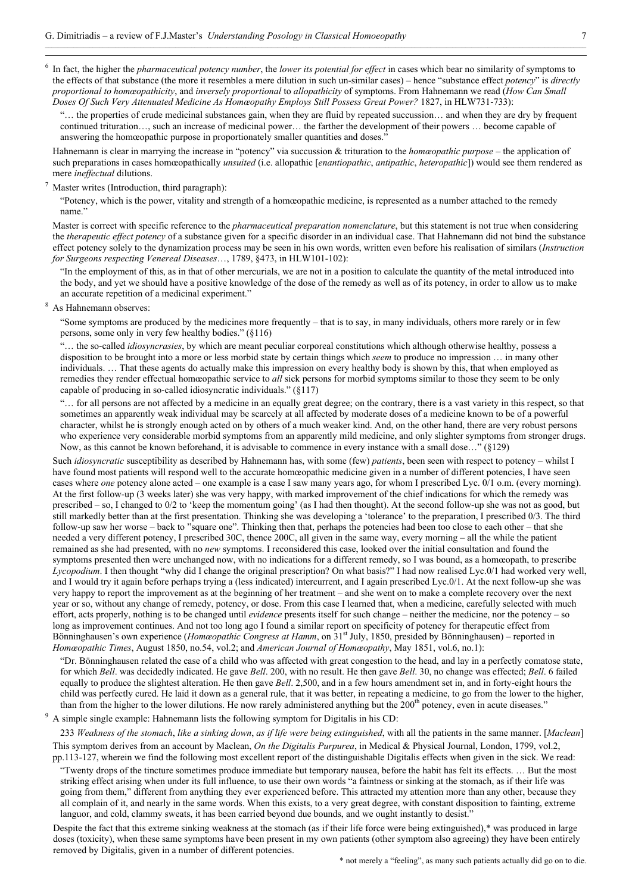[6] In fact, the higher the *pharmaceutical potency number*, the *lower its potential for effect* in cases which bear no similarity of symptoms to the effects of that substance (the more it resembles a mere dilution in such un-similar cases) – hence "substance effect *potency*" is *directly proportional to homœopathicity*, and *inversely proportional* to *allopathicity* of symptoms. From Hahnemann we read (*How Can Small Doses Of Such Very Attenuated Medicine As Homœopathy Employs Still Possess Great Power?* 1827, in HLW731-733):

> "… the properties of crude medicinal substances gain, when they are fluid by repeated succussion… and when they are dry by frequent continued trituration…, such an increase of medicinal power… the farther the development of their powers … become capable of answering the homœopathic purpose in proportionately smaller quantities and doses."

Hahnemann is clear in marrying the increase in "potency" via succussion & trituration to the *homœopathic purpose* – the application of such preparations in cases homœopathically *unsuited* (i.e. allopathic [*enantiopathic*, *antipathic*, *heteropathic*]) would see them rendered as mere *ineffectual* dilutions.

[7] Master writes (Introduction, third paragraph):

> "Potency, which is the power, vitality and strength of a homœopathic medicine, is represented as a number attached to the remedy name."

Master is correct with specific reference to the *pharmaceutical preparation nomenclature*, but this statement is not true when considering the *therapeutic effect potency* of a substance given for a specific disorder in an individual case. That Hahnemann did not bind the substance effect potency solely to the dynamization process may be seen in his own words, written even before his realisation of similars (*Instruction for Surgeons respecting Venereal Diseases*…, 1789, §473, in HLW101-102):

> "In the employment of this, as in that of other mercurials, we are not in a position to calculate the quantity of the metal introduced into the body, and yet we should have a positive knowledge of the dose of the remedy as well as of its potency, in order to allow us to make an accurate repetition of a medicinal experiment."

[8] As Hahnemann observes:

> "Some symptoms are produced by the medicines more frequently – that is to say, in many individuals, others more rarely or in few persons, some only in very few healthy bodies." (§116)
>
> "… the so-called *idiosyncrasies*, by which are meant peculiar corporeal constitutions which although otherwise healthy, possess a disposition to be brought into a more or less morbid state by certain things which *seem* to produce no impression … in many other individuals. … That these agents do actually make this impression on every healthy body is shown by this, that when employed as remedies they render effectual homœopathic service to *all* sick persons for morbid symptoms similar to those they seem to be only capable of producing in so-called idiosyncratic individuals." (§117)
>
> "… for all persons are not affected by a medicine in an equally great degree; on the contrary, there is a vast variety in this respect, so that sometimes an apparently weak individual may be scarcely at all affected by moderate doses of a medicine known to be of a powerful character, whilst he is strongly enough acted on by others of a much weaker kind. And, on the other hand, there are very robust persons who experience very considerable morbid symptoms from an apparently mild medicine, and only slighter symptoms from stronger drugs. Now, as this cannot be known beforehand, it is advisable to commence in every instance with a small dose…" (§129)

Such *idiosyncratic* susceptibility as described by Hahnemann has, with some (few) *patients*, been seen with respect to potency – whilst I have found most patients will respond well to the accurate homœopathic medicine given in a number of different potencies, I have seen cases where *one* potency alone acted – one example is a case I saw many years ago, for whom I prescribed Lyc. 0/1 o.m. (every morning). At the first follow-up (3 weeks later) she was very happy, with marked improvement of the chief indications for which the remedy was prescribed – so, I changed to 0/2 to 'keep the momentum going' (as I had then thought). At the second follow-up she was not as good, but still markedly better than at the first presentation. Thinking she was developing a 'tolerance' to the preparation, I prescribed 0/3. The third follow-up saw her worse – back to "square one". Thinking then that, perhaps the potencies had been too close to each other – that she needed a very different potency, I prescribed 30C, thence 200C, all given in the same way, every morning – all the while the patient remained as she had presented, with no *new* symptoms. I reconsidered this case, looked over the initial consultation and found the symptoms presented then were unchanged now, with no indications for a different remedy, so I was bound, as a homœopath, to prescribe *Lycopodium*. I then thought "why did I change the original prescription? On what basis?" I had now realised Lyc.0/1 had worked very well, and I would try it again before perhaps trying a (less indicated) intercurrent, and I again prescribed Lyc.0/1. At the next follow-up she was very happy to report the improvement as at the beginning of her treatment – and she went on to make a complete recovery over the next year or so, without any change of remedy, potency, or dose. From this case I learned that, when a medicine, carefully selected with much effort, acts properly, nothing is to be changed until *evidence* presents itself for such change – neither the medicine, nor the potency – so long as improvement continues. And not too long ago I found a similar report on specificity of potency for therapeutic effect from Bönninghausen's own experience (*Homœopathic Congress at Hamm*, on 31st July, 1850, presided by Bönninghausen) – reported in *Homœopathic Times*, August 1850, no.54, vol.2; and *American Journal of Homœopathy*, May 1851, vol.6, no.1):

> "Dr. Bönninghausen related the case of a child who was affected with great congestion to the head, and lay in a perfectly comatose state, for which *Bell*. was decidedly indicated. He gave *Bell*. 200, with no result. He then gave *Bell*. 30, no change was effected; *Bell*. 6 failed equally to produce the slightest alteration. He then gave *Bell*. 2,500, and in a few hours amendment set in, and in forty-eight hours the child was perfectly cured. He laid it down as a general rule, that it was better, in repeating a medicine, to go from the lower to the higher, than from the higher to the lower dilutions. He now rarely administered anything but the 200th potency, even in acute diseases."

[9] A simple single example: Hahnemann lists the following symptom for Digitalis in his CD:

> 233 *Weakness of the stomach*, *like a sinking down*, *as if life were being extinguished*, with all the patients in the same manner. [*Maclean*]

This symptom derives from an account by Maclean, *On the Digitalis Purpurea*, in Medical & Physical Journal, London, 1799, vol.2, pp.113-127, wherein we find the following most excellent report of the distinguishable Digitalis effects when given in the sick. We read:

> "Twenty drops of the tincture sometimes produce immediate but temporary nausea, before the habit has felt its effects. … But the most striking effect arising when under its full influence, to use their own words "a faintness or sinking at the stomach, as if their life was going from them," different from anything they ever experienced before. This attracted my attention more than any other, because they all complain of it, and nearly in the same words. When this exists, to a very great degree, with constant disposition to fainting, extreme languor, and cold, clammy sweats, it has been carried beyond due bounds, and we ought instantly to desist."

Despite the fact that this extreme sinking weakness at the stomach (as if their life force were being extinguished),* was produced in large doses (toxicity), when these same symptoms have been present in my own patients (other symptom also agreeing) they have been entirely removed by Digitalis, given in a number of different potencies.

\* not merely a "feeling", as many such patients actually did go on to die.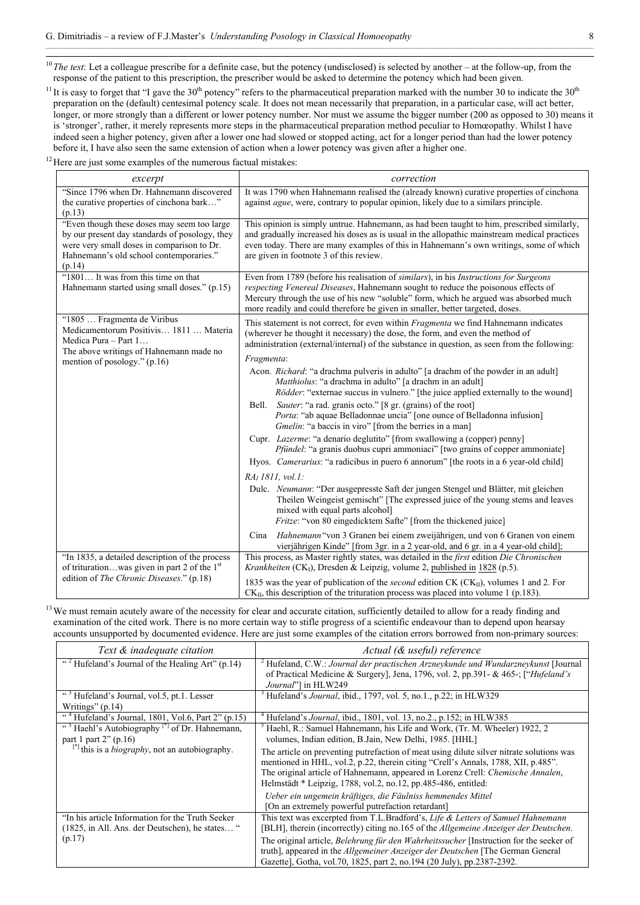[10] *The test*: Let a colleague prescribe for a definite case, but the potency (undisclosed) is selected by another – at the follow-up, from the response of the patient to this prescription, the prescriber would be asked to determine the potency which had been given.

[11] It is easy to forget that "I gave the 30th potency" refers to the pharmaceutical preparation marked with the number 30 to indicate the 30th preparation on the (default) centesimal potency scale. It does not mean necessarily that preparation, in a particular case, will act better, longer, or more strongly than a different or lower potency number. Nor must we assume the bigger number (200 as opposed to 30) means it is 'stronger', rather, it merely represents more steps in the pharmaceutical preparation method peculiar to Homœopathy. Whilst I have indeed seen a higher potency, given after a lower one had slowed or stopped acting, act for a longer period than had the lower potency before it, I have also seen the same extension of action when a lower potency was given after a higher one.

[12] Here are just some examples of the numerous factual mistakes:

| *excerpt* | *correction* |
|---|---|
| "Since 1796 when Dr. Hahnemann discovered the curative properties of cinchona bark…" (p.13) | It was 1790 when Hahnemann realised the (already known) curative properties of cinchona against *ague*, were, contrary to popular opinion, likely due to a similars principle. |
| "Even though these doses may seem too large by our present day standards of posology, they were very small doses in comparison to Dr. Hahnemann's old school contemporaries." (p.14) | This opinion is simply untrue. Hahnemann, as had been taught to him, prescribed similarly, and gradually increased his doses as is usual in the allopathic mainstream medical practices even today. There are many examples of this in Hahnemann's own writings, some of which are given in footnote 3 of this review. |
| "1801… It was from this time on that Hahnemann started using small doses." (p.15) | Even from 1789 (before his realisation of *similars*), in his *Instructions for Surgeons respecting Venereal Diseases*, Hahnemann sought to reduce the poisonous effects of Mercury through the use of his new "soluble" form, which he argued was absorbed much more readily and could therefore be given in smaller, better targeted, doses. |
| "1805 … Fragmenta de Viribus Medicamentorum Positivis… 1811 … Materia Medica Pura – Part 1… The above writings of Hahnemann made no mention of posology." (p.16) | This statement is not correct, for even within *Fragmenta* we find Hahnemann indicates (wherever he thought it necessary) the dose, the form, and even the method of administration (external/internal) of the substance in question, as seen from the following:<br>*Fragmenta*:<br>Acon. *Richard*: "a drachma pulveris in adulto" [a drachm of the powder in an adult] *Matthiolus*: "a drachma in adulto" [a drachm in an adult] *Rödder*: "externae succus in vulnero." [the juice applied externally to the wound]<br>Bell. *Sauter*: "a rad. granis octo." [8 gr. (grains) of the root] *Porta*: "ab aquae Belladonnae uncia" [one ounce of Belladonna infusion] *Gmelin*: "a baccis in viro" [from the berries in a man]<br>Cupr. *Lazerme*: "a denario deglutito" [from swallowing a (copper) penny] *Pfündel*: "a granis duobus cupri ammoniaci" [two grains of copper ammoniate]<br>Hyos. *Camerarius*: "a radicibus in puero 6 annorum" [the roots in a 6 year-old child]<br>*RA$_I$ 1811, vol.1:*<br>Dulc. *Neumann*: "Der ausgepresste Saft der jungen Stengel und Blätter, mit gleichen Theilen Weingeist gemischt" [The expressed juice of the young stems and leaves mixed with equal parts alcohol] *Fritze*: "von 80 eingedicktem Safte" [from the thickened juice]<br>Cina *Hahnemann* "von 3 Granen bei einem zweijährigen, und von 6 Granen von einem vierjährigen Kinde" [from 3gr. in a 2 year-old, and 6 gr. in a 4 year-old child]; |
| "In 1835, a detailed description of the process of trituration…was given in part 2 of the 1st edition of *The Chronic Diseases*." (p.18) | This process, as Master rightly states, was detailed in the *first* edition *Die Chronischen Krankheiten* (CK$_I$), Dresden & Leipzig, volume 2, published in 1828 (p.5).<br>1835 was the year of publication of the *second* edition CK (CK$_{II}$), volumes 1 and 2. For CK$_{II}$, this description of the trituration process was placed into volume 1 (p.183). |

[13] We must remain acutely aware of the necessity for clear and accurate citation, sufficiently detailed to allow for a ready finding and examination of the cited work. There is no more certain way to stifle progress of a scientific endeavour than to depend upon hearsay accounts unsupported by documented evidence. Here are just some examples of the citation errors borrowed from non-primary sources:

| *Text & inadequate citation* | *Actual (& useful) reference* |
|---|---|
| "[2] Hufeland's Journal of the Healing Art" (p.14) | [2] Hufeland, C.W.: *Journal der practischen Arzneykunde und Wundarzneykunst* [Journal of Practical Medicine & Surgery], Jena, 1796, vol. 2, pp.391- & 465-; ["*Hufeland's Journal*"] in HLW249 |
| "[3] Hufeland's Journal, vol.5, pt.1. Lesser Writings" (p.14) | [3] Hufeland's *Journal*, ibid., 1797, vol. 5, no.1., p.22; in HLW329 |
| "[4] Hufeland's Journal, 1801, Vol.6, Part 2" (p.15) | [4] Hufeland's *Journal*, ibid., 1801, vol. 13, no.2., p.152; in HLW385 |
| "[5] Haehl's Autobiography [*] of Dr. Hahnemann, part 1 part 2" (p.16)<br>[*] this is a *biography*, not an autobiography. | [5] Haehl, R.: Samuel Hahnemann, his Life and Work, (Tr. M. Wheeler) 1922, 2 volumes, Indian edition, B.Jain, New Delhi, 1985. [HHL]<br>The article on preventing putrefaction of meat using dilute silver nitrate solutions was mentioned in HHL, vol.2, p.22, therein citing "Crell's Annals, 1788, XII, p.485". The original article of Hahnemann, appeared in Lorenz Crell: *Chemische Annalen*, Helmstädt * Leipzig, 1788, vol.2, no.12, pp.485-486, entitled:<br>*Ueber ein ungemein kräftiges, die Fäulniss hemmendes Mittel* [On an extremely powerful putrefaction retardant] |
| "In his article Information for the Truth Seeker (1825, in All. Ans. der Deutschen), he states… " (p.17) | This text was excerpted from T.L.Bradford's, *Life & Letters of Samuel Hahnemann* [BLH], therein (incorrectly) citing no.165 of the *Allgemeine Anzeiger der Deutschen*.<br>The original article, *Belehrung für den Wahrheitssucher* [Instruction for the seeker of truth], appeared in the *Allgemeiner Anzeiger der Deutschen* [The German General Gazette], Gotha, vol.70, 1825, part 2, no.194 (20 July), pp.2387-2392. |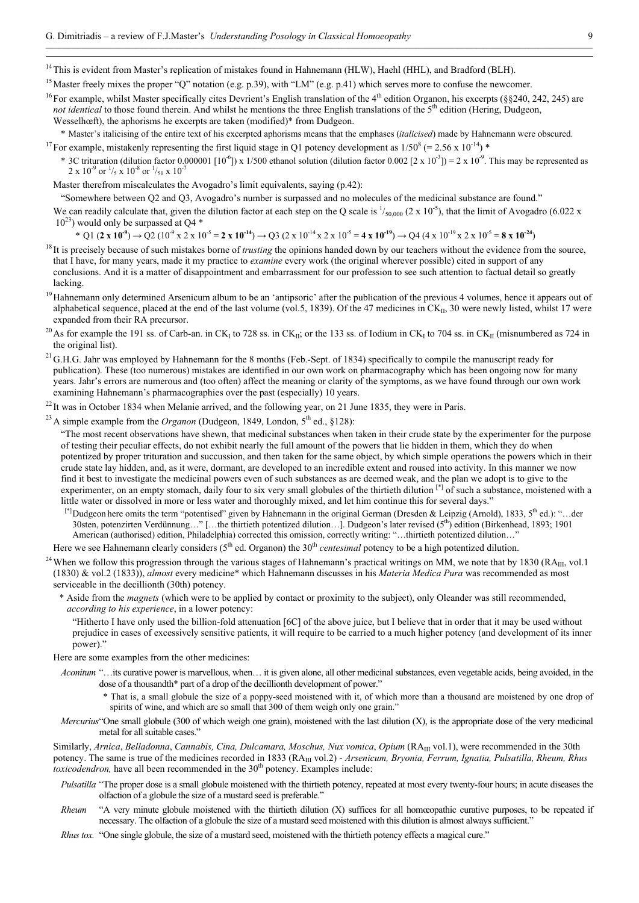[14] This is evident from Master's replication of mistakes found in Hahnemann (HLW), Haehl (HHL), and Bradford (BLH).

[15] Master freely mixes the proper "Q" notation (e.g. p.39), with "LM" (e.g. p.41) which serves more to confuse the newcomer.

[16] For example, whilst Master specifically cites Devrient's English translation of the 4[th] edition Organon, his excerpts (§§240, 242, 245) are *not identical* to those found therein. And whilst he mentions the three English translations of the 5[th] edition (Hering, Dudgeon, Wesselhœft), the aphorisms he excerpts are taken (modified)* from Dudgeon.

\* Master's italicising of the entire text of his excerpted aphorisms means that the emphases (*italicised*) made by Hahnemann were obscured.

[17] For example, mistakenly representing the first liquid stage in Q1 potency development as $1/50^8$ (= $2.56 \times 10^{-14}$) *

\* 3C trituration (dilution factor 0.000001 [$10^{-6}$]) x 1/500 ethanol solution (dilution factor 0.002 [$2 \times 10^{-3}$]) = $2 \times 10^{-9}$. This may be represented as $2 \times 10^{-9}$ or $^1/_5 \times 10^{-8}$ or $^1/_{50} \times 10^{-7}$

Master therefrom miscalculates the Avogadro's limit equivalents, saying (p.42):

"Somewhere between Q2 and Q3, Avogadro's number is surpassed and no molecules of the medicinal substance are found."

We can readily calculate that, given the dilution factor at each step on the Q scale is $^1/_{50,000}$ ($2 \times 10^{-5}$), that the limit of Avogadro ($6.022 \times 10^{23}$) would only be surpassed at Q4 *

\* Q1 (**$2 \times 10^{-9}$**) → Q2 ($10^{-9} \times 2 \times 10^{-5}$ = **$2 \times 10^{-14}$**) → Q3 ($2 \times 10^{-14} \times 2 \times 10^{-5}$ = **$4 \times 10^{-19}$**) → Q4 ($4 \times 10^{-19} \times 2 \times 10^{-5}$ = **$8 \times 10^{-24}$**)

[18] It is precisely because of such mistakes borne of *trusting* the opinions handed down by our teachers without the evidence from the source, that I have, for many years, made it my practice to *examine* every work (the original wherever possible) cited in support of any conclusions. And it is a matter of disappointment and embarrassment for our profession to see such attention to factual detail so greatly lacking.

[19] Hahnemann only determined Arsenicum album to be an 'antipsoric' after the publication of the previous 4 volumes, hence it appears out of alphabetical sequence, placed at the end of the last volume (vol.5, 1839). Of the 47 medicines in $CK_{II}$, 30 were newly listed, whilst 17 were expanded from their RA precursor.

[20] As for example the 191 ss. of Carb-an. in $CK_I$ to 728 ss. in $CK_{II}$; or the 133 ss. of Iodium in $CK_I$ to 704 ss. in $CK_{II}$ (misnumbered as 724 in the original list).

[21] G.H.G. Jahr was employed by Hahnemann for the 8 months (Feb.-Sept. of 1834) specifically to compile the manuscript ready for publication). These (too numerous) mistakes are identified in our own work on pharmacography which has been ongoing now for many years. Jahr's errors are numerous and (too often) affect the meaning or clarity of the symptoms, as we have found through our own work examining Hahnemann's pharmacographies over the past (especially) 10 years.

[22] It was in October 1834 when Melanie arrived, and the following year, on 21 June 1835, they were in Paris.

[23] A simple example from the *Organon* (Dudgeon, 1849, London, 5[th] ed., §128):

"The most recent observations have shewn, that medicinal substances when taken in their crude state by the experimenter for the purpose of testing their peculiar effects, do not exhibit nearly the full amount of the powers that lie hidden in them, which they do when potentized by proper trituration and succussion, and then taken for the same object, by which simple operations the powers which in their crude state lay hidden, and, as it were, dormant, are developed to an incredible extent and roused into activity. In this manner we now find it best to investigate the medicinal powers even of such substances as are deemed weak, and the plan we adopt is to give to the experimenter, on an empty stomach, daily four to six very small globules of the thirtieth dilution [*] of such a substance, moistened with a little water or dissolved in more or less water and thoroughly mixed, and let him continue this for several days."

[*] Dudgeon here omits the term "potentised" given by Hahnemann in the original German (Dresden & Leipzig (Arnold), 1833, 5[th] ed.): "…der 30sten, potenzirten Verdünnung…" […the thirtieth potentized dilution…]. Dudgeon's later revised (5[th]) edition (Birkenhead, 1893; 1901 American (authorised) edition, Philadelphia) corrected this omission, correctly writing: "…thirtieth potentized dilution…"

Here we see Hahnemann clearly considers (5[th] ed. Organon) the 30[th] *centesimal* potency to be a high potentized dilution.

[24] When we follow this progression through the various stages of Hahnemann's practical writings on MM, we note that by 1830 ($RA_{III}$, vol.1 (1830) & vol.2 (1833)), *almost* every medicine* which Hahnemann discusses in his *Materia Medica Pura* was recommended as most serviceable in the decillionth (30th) potency.

\* Aside from the *magnets* (which were to be applied by contact or proximity to the subject), only Oleander was still recommended, *according to his experience*, in a lower potency:

"Hitherto I have only used the billion-fold attenuation [6C] of the above juice, but I believe that in order that it may be used without prejudice in cases of excessively sensitive patients, it will require to be carried to a much higher potency (and development of its inner power)."

Here are some examples from the other medicines:

*Aconitum* "…its curative power is marvellous, when… it is given alone, all other medicinal substances, even vegetable acids, being avoided, in the dose of a thousandth* part of a drop of the decillionth development of power."

\* That is, a small globule the size of a poppy-seed moistened with it, of which more than a thousand are moistened by one drop of spirits of wine, and which are so small that 300 of them weigh only one grain."

*Mercurius* "One small globule (300 of which weigh one grain), moistened with the last dilution (X), is the appropriate dose of the very medicinal metal for all suitable cases."

Similarly, *Arnica*, *Belladonna*, *Cannabis, Cina, Dulcamara, Moschus, Nux vomica*, *Opium* ($RA_{III}$ vol.1), were recommended in the 30th potency. The same is true of the medicines recorded in 1833 ($RA_{III}$ vol.2) - *Arsenicum, Bryonia, Ferrum, Ignatia, Pulsatilla, Rheum, Rhus toxicodendron,* have all been recommended in the 30[th] potency. Examples include:

*Pulsatilla* "The proper dose is a small globule moistened with the thirtieth potency, repeated at most every twenty-four hours; in acute diseases the olfaction of a globule the size of a mustard seed is preferable."

*Rheum* "A very minute globule moistened with the thirtieth dilution (X) suffices for all homœopathic curative purposes, to be repeated if necessary. The olfaction of a globule the size of a mustard seed moistened with this dilution is almost always sufficient."

*Rhus tox.* "One single globule, the size of a mustard seed, moistened with the thirtieth potency effects a magical cure."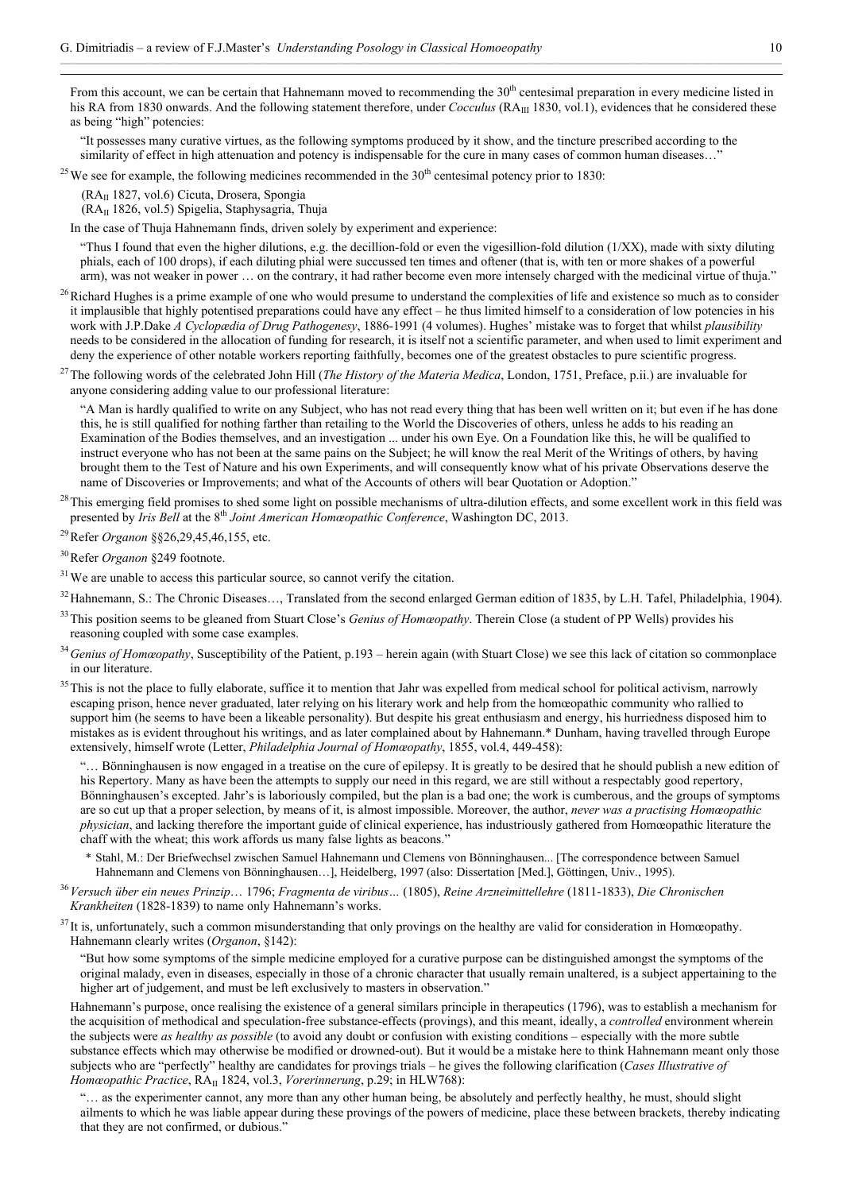From this account, we can be certain that Hahnemann moved to recommending the $30^{th}$ centesimal preparation in every medicine listed in his RA from 1830 onwards. And the following statement therefore, under *Cocculus* ($RA_{III}$ 1830, vol.1), evidences that he considered these as being "high" potencies:

> "It possesses many curative virtues, as the following symptoms produced by it show, and the tincture prescribed according to the similarity of effect in high attenuation and potency is indispensable for the cure in many cases of common human diseases…"

[25] We see for example, the following medicines recommended in the $30^{th}$ centesimal potency prior to 1830:

> ($RA_{II}$ 1827, vol.6) Cicuta, Drosera, Spongia
> ($RA_{II}$ 1826, vol.5) Spigelia, Staphysagria, Thuja

In the case of Thuja Hahnemann finds, driven solely by experiment and experience:

> "Thus I found that even the higher dilutions, e.g. the decillion-fold or even the vigesillion-fold dilution (1/XX), made with sixty diluting phials, each of 100 drops), if each diluting phial were succussed ten times and oftener (that is, with ten or more shakes of a powerful arm), was not weaker in power … on the contrary, it had rather become even more intensely charged with the medicinal virtue of thuja."

[26] Richard Hughes is a prime example of one who would presume to understand the complexities of life and existence so much as to consider it implausible that highly potentised preparations could have any effect – he thus limited himself to a consideration of low potencies in his work with J.P.Dake *A Cyclopædia of Drug Pathogenesy*, 1886-1991 (4 volumes). Hughes' mistake was to forget that whilst *plausibility* needs to be considered in the allocation of funding for research, it is itself not a scientific parameter, and when used to limit experiment and deny the experience of other notable workers reporting faithfully, becomes one of the greatest obstacles to pure scientific progress.

[27] The following words of the celebrated John Hill (*The History of the Materia Medica*, London, 1751, Preface, p.ii.) are invaluable for anyone considering adding value to our professional literature:

> "A Man is hardly qualified to write on any Subject, who has not read every thing that has been well written on it; but even if he has done this, he is still qualified for nothing farther than retailing to the World the Discoveries of others, unless he adds to his reading an Examination of the Bodies themselves, and an investigation ... under his own Eye. On a Foundation like this, he will be qualified to instruct everyone who has not been at the same pains on the Subject; he will know the real Merit of the Writings of others, by having brought them to the Test of Nature and his own Experiments, and will consequently know what of his private Observations deserve the name of Discoveries or Improvements; and what of the Accounts of others will bear Quotation or Adoption."

[28] This emerging field promises to shed some light on possible mechanisms of ultra-dilution effects, and some excellent work in this field was presented by *Iris Bell* at the $8^{th}$ *Joint American Homœopathic Conference*, Washington DC, 2013.

[29] Refer *Organon* §§26,29,45,46,155, etc.

[30] Refer *Organon* §249 footnote.

[31] We are unable to access this particular source, so cannot verify the citation.

[32] Hahnemann, S.: The Chronic Diseases…, Translated from the second enlarged German edition of 1835, by L.H. Tafel, Philadelphia, 1904).

[33] This position seems to be gleaned from Stuart Close's *Genius of Homœopathy*. Therein Close (a student of PP Wells) provides his reasoning coupled with some case examples.

[34] *Genius of Homœopathy*, Susceptibility of the Patient, p.193 – herein again (with Stuart Close) we see this lack of citation so commonplace in our literature.

[35] This is not the place to fully elaborate, suffice it to mention that Jahr was expelled from medical school for political activism, narrowly escaping prison, hence never graduated, later relying on his literary work and help from the homœopathic community who rallied to support him (he seems to have been a likeable personality). But despite his great enthusiasm and energy, his hurriedness disposed him to mistakes as is evident throughout his writings, and as later complained about by Hahnemann.* Dunham, having travelled through Europe extensively, himself wrote (Letter, *Philadelphia Journal of Homœopathy*, 1855, vol.4, 449-458):

> "… Bönninghausen is now engaged in a treatise on the cure of epilepsy. It is greatly to be desired that he should publish a new edition of his Repertory. Many as have been the attempts to supply our need in this regard, we are still without a respectably good repertory, Bönninghausen's excepted. Jahr's is laboriously compiled, but the plan is a bad one; the work is cumberous, and the groups of symptoms are so cut up that a proper selection, by means of it, is almost impossible. Moreover, the author, *never was a practising Homœopathic physician*, and lacking therefore the important guide of clinical experience, has industriously gathered from Homœopathic literature the chaff with the wheat; this work affords us many false lights as beacons."

\* Stahl, M.: Der Briefwechsel zwischen Samuel Hahnemann und Clemens von Bönninghausen... [The correspondence between Samuel Hahnemann and Clemens von Bönninghausen…], Heidelberg, 1997 (also: Dissertation [Med.], Göttingen, Univ., 1995).

[36] *Versuch über ein neues Prinzip*… 1796; *Fragmenta de viribus…* (1805), *Reine Arzneimittellehre* (1811-1833), *Die Chronischen Krankheiten* (1828-1839) to name only Hahnemann's works.

[37] It is, unfortunately, such a common misunderstanding that only provings on the healthy are valid for consideration in Homœopathy. Hahnemann clearly writes (*Organon*, §142):

> "But how some symptoms of the simple medicine employed for a curative purpose can be distinguished amongst the symptoms of the original malady, even in diseases, especially in those of a chronic character that usually remain unaltered, is a subject appertaining to the higher art of judgement, and must be left exclusively to masters in observation."

Hahnemann's purpose, once realising the existence of a general similars principle in therapeutics (1796), was to establish a mechanism for the acquisition of methodical and speculation-free substance-effects (provings), and this meant, ideally, a *controlled* environment wherein the subjects were *as healthy as possible* (to avoid any doubt or confusion with existing conditions – especially with the more subtle substance effects which may otherwise be modified or drowned-out). But it would be a mistake here to think Hahnemann meant only those subjects who are "perfectly" healthy are candidates for provings trials – he gives the following clarification (*Cases Illustrative of Homœopathic Practice*, $RA_{II}$ 1824, vol.3, *Vorerinnerung*, p.29; in HLW768):

> "… as the experimenter cannot, any more than any other human being, be absolutely and perfectly healthy, he must, should slight ailments to which he was liable appear during these provings of the powers of medicine, place these between brackets, thereby indicating that they are not confirmed, or dubious."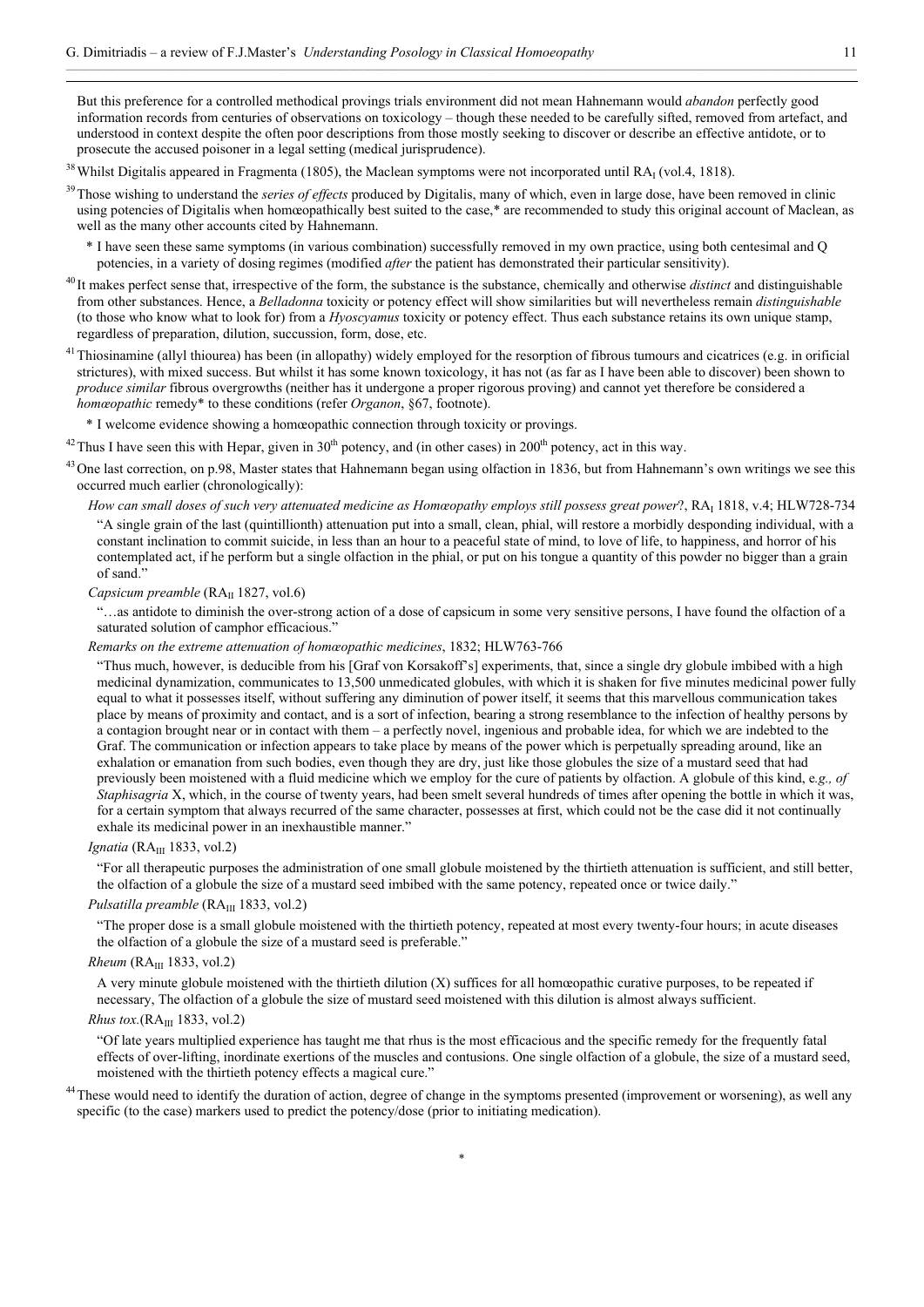But this preference for a controlled methodical provings trials environment did not mean Hahnemann would *abandon* perfectly good information records from centuries of observations on toxicology – though these needed to be carefully sifted, removed from artefact, and understood in context despite the often poor descriptions from those mostly seeking to discover or describe an effective antidote, or to prosecute the accused poisoner in a legal setting (medical jurisprudence).

[38] Whilst Digitalis appeared in Fragmenta (1805), the Maclean symptoms were not incorporated until $RA_I$ (vol.4, 1818).

[39] Those wishing to understand the *series of effects* produced by Digitalis, many of which, even in large dose, have been removed in clinic using potencies of Digitalis when homœopathically best suited to the case,* are recommended to study this original account of Maclean, as well as the many other accounts cited by Hahnemann.

> * I have seen these same symptoms (in various combination) successfully removed in my own practice, using both centesimal and Q potencies, in a variety of dosing regimes (modified *after* the patient has demonstrated their particular sensitivity).

[40] It makes perfect sense that, irrespective of the form, the substance is the substance, chemically and otherwise *distinct* and distinguishable from other substances. Hence, a *Belladonna* toxicity or potency effect will show similarities but will nevertheless remain *distinguishable* (to those who know what to look for) from a *Hyoscyamus* toxicity or potency effect. Thus each substance retains its own unique stamp, regardless of preparation, dilution, succussion, form, dose, etc.

[41] Thiosinamine (allyl thiourea) has been (in allopathy) widely employed for the resorption of fibrous tumours and cicatrices (e.g. in orificial strictures), with mixed success. But whilst it has some known toxicology, it has not (as far as I have been able to discover) been shown to *produce similar* fibrous overgrowths (neither has it undergone a proper rigorous proving) and cannot yet therefore be considered a *homœopathic* remedy* to these conditions (refer *Organon*, §67, footnote).

> * I welcome evidence showing a homœopathic connection through toxicity or provings.

[42] Thus I have seen this with Hepar, given in 30th potency, and (in other cases) in 200th potency, act in this way.

[43] One last correction, on p.98, Master states that Hahnemann began using olfaction in 1836, but from Hahnemann's own writings we see this occurred much earlier (chronologically):

*How can small doses of such very attenuated medicine as Homœopathy employs still possess great power*?, $RA_I$ 1818, v.4; HLW728-734

"A single grain of the last (quintillionth) attenuation put into a small, clean, phial, will restore a morbidly desponding individual, with a constant inclination to commit suicide, in less than an hour to a peaceful state of mind, to love of life, to happiness, and horror of his contemplated act, if he perform but a single olfaction in the phial, or put on his tongue a quantity of this powder no bigger than a grain of sand."

*Capsicum preamble* ($RA_{II}$ 1827, vol.6)

"…as antidote to diminish the over-strong action of a dose of capsicum in some very sensitive persons, I have found the olfaction of a saturated solution of camphor efficacious."

*Remarks on the extreme attenuation of homœopathic medicines*, 1832; HLW763-766

"Thus much, however, is deducible from his [Graf von Korsakoff's] experiments, that, since a single dry globule imbibed with a high medicinal dynamization, communicates to 13,500 unmedicated globules, with which it is shaken for five minutes medicinal power fully equal to what it possesses itself, without suffering any diminution of power itself, it seems that this marvellous communication takes place by means of proximity and contact, and is a sort of infection, bearing a strong resemblance to the infection of healthy persons by a contagion brought near or in contact with them – a perfectly novel, ingenious and probable idea, for which we are indebted to the Graf. The communication or infection appears to take place by means of the power which is perpetually spreading around, like an exhalation or emanation from such bodies, even though they are dry, just like those globules the size of a mustard seed that had previously been moistened with a fluid medicine which we employ for the cure of patients by olfaction. A globule of this kind, e*.g., of Staphisagria* X, which, in the course of twenty years, had been smelt several hundreds of times after opening the bottle in which it was, for a certain symptom that always recurred of the same character, possesses at first, which could not be the case did it not continually exhale its medicinal power in an inexhaustible manner."

*Ignatia* ($RA_{III}$ 1833, vol.2)

"For all therapeutic purposes the administration of one small globule moistened by the thirtieth attenuation is sufficient, and still better, the olfaction of a globule the size of a mustard seed imbibed with the same potency, repeated once or twice daily."

*Pulsatilla preamble* ($RA_{III}$ 1833, vol.2)

"The proper dose is a small globule moistened with the thirtieth potency, repeated at most every twenty-four hours; in acute diseases the olfaction of a globule the size of a mustard seed is preferable."

*Rheum* ($RA_{III}$ 1833, vol.2)

A very minute globule moistened with the thirtieth dilution (X) suffices for all homœopathic curative purposes, to be repeated if necessary, The olfaction of a globule the size of mustard seed moistened with this dilution is almost always sufficient.

*Rhus tox.*($RA_{III}$ 1833, vol.2)

"Of late years multiplied experience has taught me that rhus is the most efficacious and the specific remedy for the frequently fatal effects of over-lifting, inordinate exertions of the muscles and contusions. One single olfaction of a globule, the size of a mustard seed, moistened with the thirtieth potency effects a magical cure."

[44] These would need to identify the duration of action, degree of change in the symptoms presented (improvement or worsening), as well any specific (to the case) markers used to predict the potency/dose (prior to initiating medication).

*